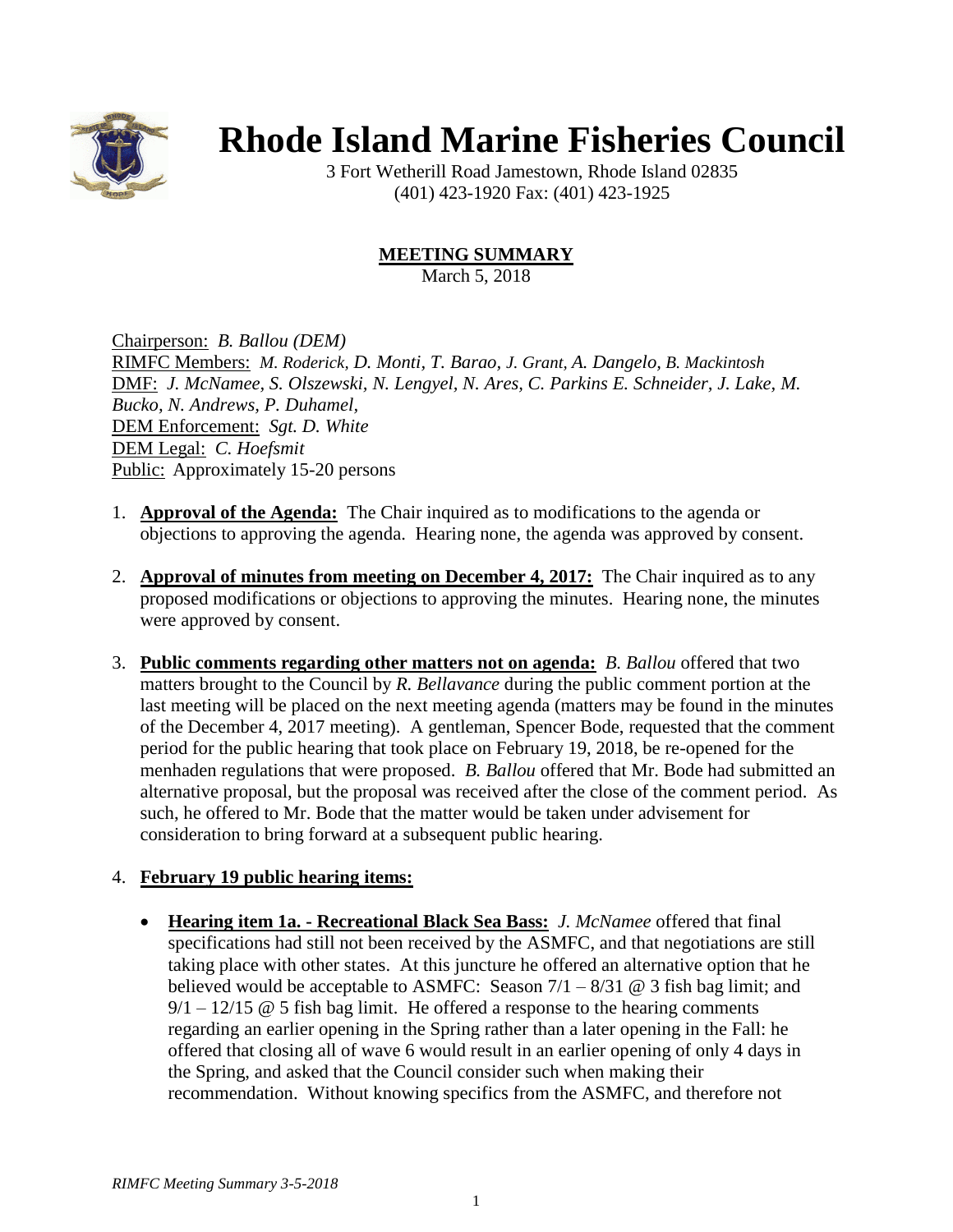# Rhode Island Marine Fisheries Council

3 Fort Wetherill Road Jamestown, Rhode Island 02835
(401) 423-1920 Fax: (401) 423-1925

## MEETING SUMMARY

March 5, 2018

Chairperson: *B. Ballou (DEM)*
RIMFC Members: *M. Roderick, D. Monti, T. Barao, J. Grant, A. Dangelo, B. Mackintosh*
DMF: *J. McNamee, S. Olszewski, N. Lengyel, N. Ares, C. Parkins E. Schneider, J. Lake, M. Bucko, N. Andrews, P. Duhamel,*
DEM Enforcement: *Sgt. D. White*
DEM Legal: *C. Hoefsmit*
Public: Approximately 15-20 persons

1. **Approval of the Agenda:** The Chair inquired as to modifications to the agenda or objections to approving the agenda. Hearing none, the agenda was approved by consent.

2. **Approval of minutes from meeting on December 4, 2017:** The Chair inquired as to any proposed modifications or objections to approving the minutes. Hearing none, the minutes were approved by consent.

3. **Public comments regarding other matters not on agenda:** *B. Ballou* offered that two matters brought to the Council by *R. Bellavance* during the public comment portion at the last meeting will be placed on the next meeting agenda (matters may be found in the minutes of the December 4, 2017 meeting). A gentleman, Spencer Bode, requested that the comment period for the public hearing that took place on February 19, 2018, be re-opened for the menhaden regulations that were proposed. *B. Ballou* offered that Mr. Bode had submitted an alternative proposal, but the proposal was received after the close of the comment period. As such, he offered to Mr. Bode that the matter would be taken under advisement for consideration to bring forward at a subsequent public hearing.

4. **February 19 public hearing items:**

   - **Hearing item 1a. - Recreational Black Sea Bass:** *J. McNamee* offered that final specifications had still not been received by the ASMFC, and that negotiations are still taking place with other states. At this juncture he offered an alternative option that he believed would be acceptable to ASMFC: Season 7/1 – 8/31 @ 3 fish bag limit; and 9/1 – 12/15 @ 5 fish bag limit. He offered a response to the hearing comments regarding an earlier opening in the Spring rather than a later opening in the Fall: he offered that closing all of wave 6 would result in an earlier opening of only 4 days in the Spring, and asked that the Council consider such when making their recommendation. Without knowing specifics from the ASMFC, and therefore not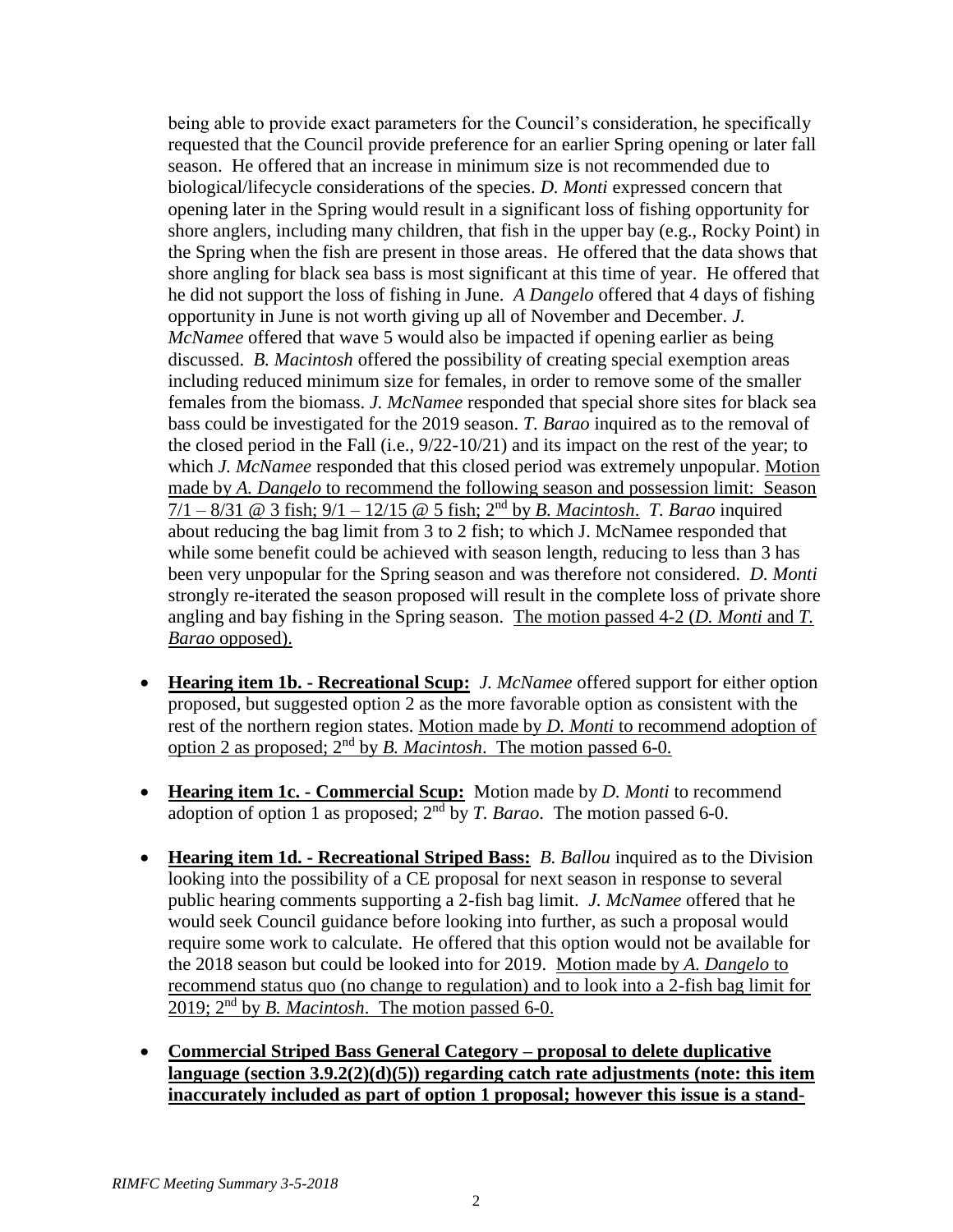being able to provide exact parameters for the Council's consideration, he specifically requested that the Council provide preference for an earlier Spring opening or later fall season. He offered that an increase in minimum size is not recommended due to biological/lifecycle considerations of the species. *D. Monti* expressed concern that opening later in the Spring would result in a significant loss of fishing opportunity for shore anglers, including many children, that fish in the upper bay (e.g., Rocky Point) in the Spring when the fish are present in those areas. He offered that the data shows that shore angling for black sea bass is most significant at this time of year. He offered that he did not support the loss of fishing in June. *A Dangelo* offered that 4 days of fishing opportunity in June is not worth giving up all of November and December. *J. McNamee* offered that wave 5 would also be impacted if opening earlier as being discussed. *B. Macintosh* offered the possibility of creating special exemption areas including reduced minimum size for females, in order to remove some of the smaller females from the biomass. *J. McNamee* responded that special shore sites for black sea bass could be investigated for the 2019 season. *T. Barao* inquired as to the removal of the closed period in the Fall (i.e., 9/22-10/21) and its impact on the rest of the year; to which *J. McNamee* responded that this closed period was extremely unpopular. <u>Motion made by *A. Dangelo* to recommend the following season and possession limit: Season 7/1 – 8/31 @ 3 fish; 9/1 – 12/15 @ 5 fish; 2nd by *B. Macintosh*.</u> *T. Barao* inquired about reducing the bag limit from 3 to 2 fish; to which J. McNamee responded that while some benefit could be achieved with season length, reducing to less than 3 has been very unpopular for the Spring season and was therefore not considered. *D. Monti* strongly re-iterated the season proposed will result in the complete loss of private shore angling and bay fishing in the Spring season. <u>The motion passed 4-2 (*D. Monti* and *T. Barao* opposed).</u>

- **<u>Hearing item 1b. - Recreational Scup:</u>** *J. McNamee* offered support for either option proposed, but suggested option 2 as the more favorable option as consistent with the rest of the northern region states. <u>Motion made by *D. Monti* to recommend adoption of option 2 as proposed; 2nd by *B. Macintosh*. The motion passed 6-0.</u>

- **<u>Hearing item 1c. - Commercial Scup:</u>** Motion made by *D. Monti* to recommend adoption of option 1 as proposed; 2nd by *T. Barao*. The motion passed 6-0.

- **<u>Hearing item 1d. - Recreational Striped Bass:</u>** *B. Ballou* inquired as to the Division looking into the possibility of a CE proposal for next season in response to several public hearing comments supporting a 2-fish bag limit. *J. McNamee* offered that he would seek Council guidance before looking into further, as such a proposal would require some work to calculate. He offered that this option would not be available for the 2018 season but could be looked into for 2019. <u>Motion made by *A. Dangelo* to recommend status quo (no change to regulation) and to look into a 2-fish bag limit for 2019; 2nd by *B. Macintosh*. The motion passed 6-0.</u>

- **<u>Commercial Striped Bass General Category – proposal to delete duplicative language (section 3.9.2(2)(d)(5)) regarding catch rate adjustments (note: this item inaccurately included as part of option 1 proposal; however this issue is a stand-</u>**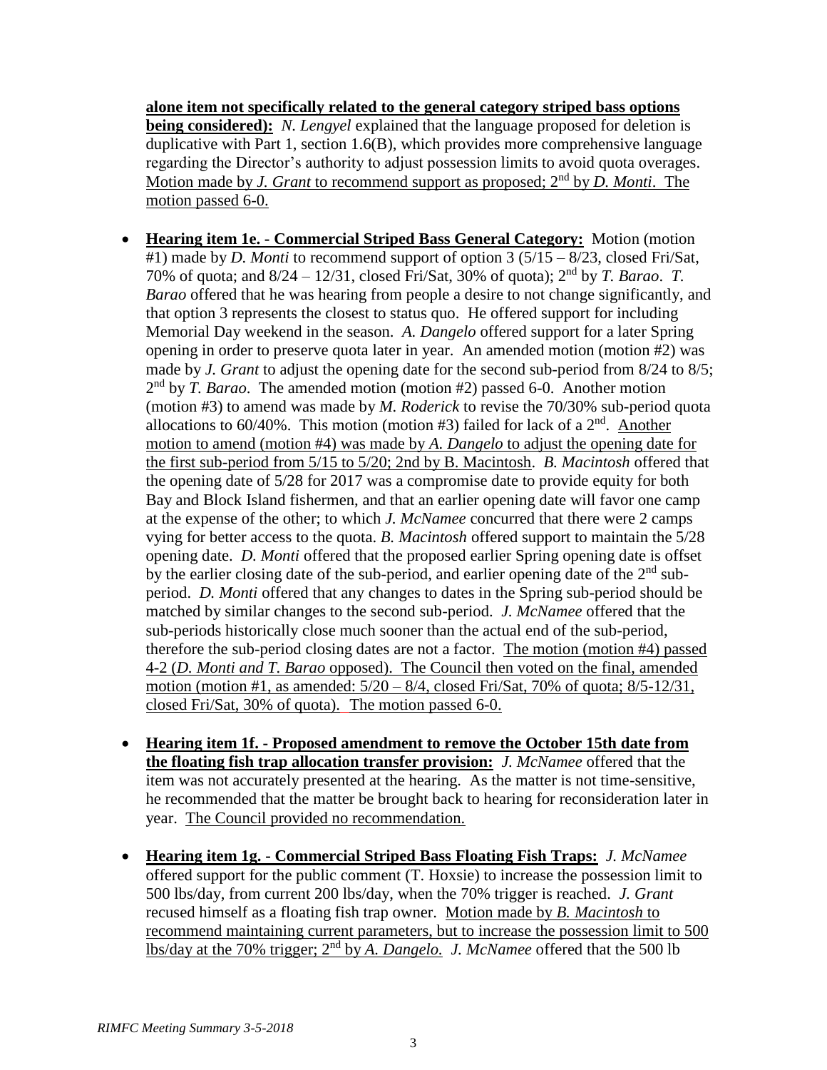**alone item not specifically related to the general category striped bass options being considered):** *N. Lengyel* explained that the language proposed for deletion is duplicative with Part 1, section 1.6(B), which provides more comprehensive language regarding the Director's authority to adjust possession limits to avoid quota overages. Motion made by *J. Grant* to recommend support as proposed; 2nd by *D. Monti*. The motion passed 6-0.

- **Hearing item 1e. - Commercial Striped Bass General Category:** Motion (motion #1) made by *D. Monti* to recommend support of option 3 (5/15 – 8/23, closed Fri/Sat, 70% of quota; and 8/24 – 12/31, closed Fri/Sat, 30% of quota); 2nd by *T. Barao*. *T. Barao* offered that he was hearing from people a desire to not change significantly, and that option 3 represents the closest to status quo. He offered support for including Memorial Day weekend in the season. *A. Dangelo* offered support for a later Spring opening in order to preserve quota later in year. An amended motion (motion #2) was made by *J. Grant* to adjust the opening date for the second sub-period from 8/24 to 8/5; 2nd by *T. Barao*. The amended motion (motion #2) passed 6-0. Another motion (motion #3) to amend was made by *M. Roderick* to revise the 70/30% sub-period quota allocations to 60/40%. This motion (motion #3) failed for lack of a 2nd. Another motion to amend (motion #4) was made by *A. Dangelo* to adjust the opening date for the first sub-period from 5/15 to 5/20; 2nd by B. Macintosh. *B. Macintosh* offered that the opening date of 5/28 for 2017 was a compromise date to provide equity for both Bay and Block Island fishermen, and that an earlier opening date will favor one camp at the expense of the other; to which *J. McNamee* concurred that there were 2 camps vying for better access to the quota. *B. Macintosh* offered support to maintain the 5/28 opening date. *D. Monti* offered that the proposed earlier Spring opening date is offset by the earlier closing date of the sub-period, and earlier opening date of the 2nd sub-period. *D. Monti* offered that any changes to dates in the Spring sub-period should be matched by similar changes to the second sub-period. *J. McNamee* offered that the sub-periods historically close much sooner than the actual end of the sub-period, therefore the sub-period closing dates are not a factor. The motion (motion #4) passed 4-2 (*D. Monti and T. Barao* opposed). The Council then voted on the final, amended motion (motion #1, as amended: 5/20 – 8/4, closed Fri/Sat, 70% of quota; 8/5-12/31, closed Fri/Sat, 30% of quota). The motion passed 6-0.

- **Hearing item 1f. - Proposed amendment to remove the October 15th date from the floating fish trap allocation transfer provision:** *J. McNamee* offered that the item was not accurately presented at the hearing. As the matter is not time-sensitive, he recommended that the matter be brought back to hearing for reconsideration later in year. The Council provided no recommendation.

- **Hearing item 1g. - Commercial Striped Bass Floating Fish Traps:** *J. McNamee* offered support for the public comment (T. Hoxsie) to increase the possession limit to 500 lbs/day, from current 200 lbs/day, when the 70% trigger is reached. *J. Grant* recused himself as a floating fish trap owner. Motion made by *B. Macintosh* to recommend maintaining current parameters, but to increase the possession limit to 500 lbs/day at the 70% trigger; 2nd by *A. Dangelo.* *J. McNamee* offered that the 500 lb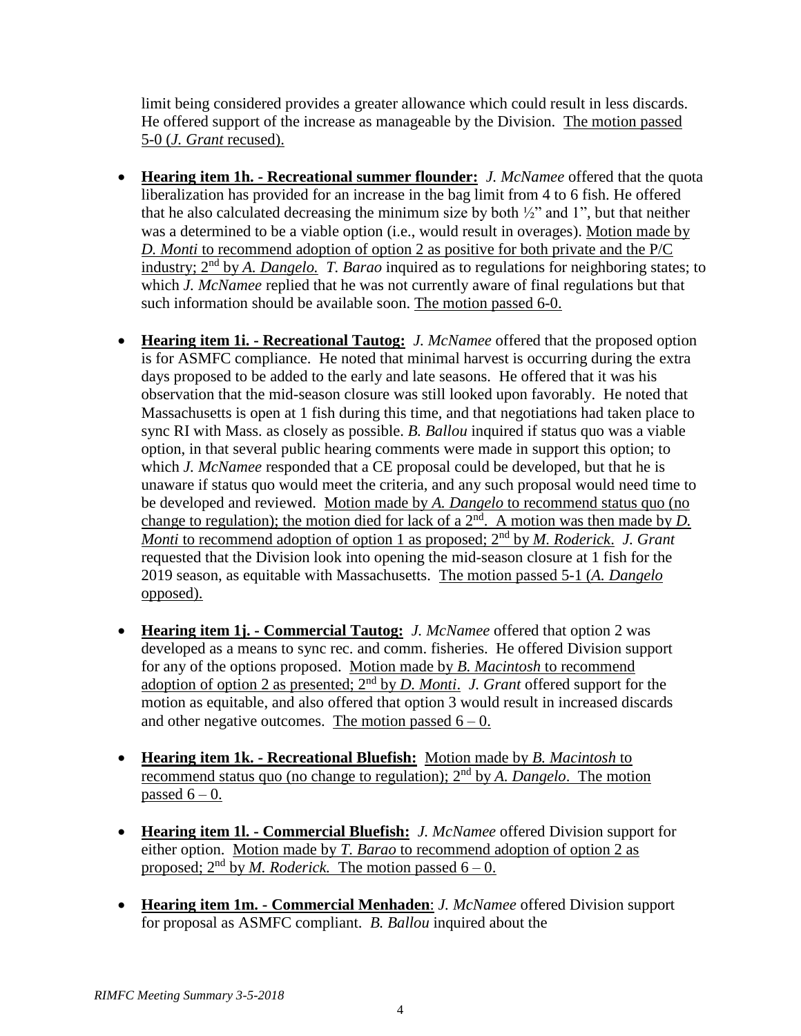limit being considered provides a greater allowance which could result in less discards. He offered support of the increase as manageable by the Division. <u>The motion passed 5-0 (*J. Grant* recused).</u>

- **<u>Hearing item 1h. - Recreational summer flounder:</u>** *J. McNamee* offered that the quota liberalization has provided for an increase in the bag limit from 4 to 6 fish. He offered that he also calculated decreasing the minimum size by both ½" and 1", but that neither was a determined to be a viable option (i.e., would result in overages). <u>Motion made by *D. Monti* to recommend adoption of option 2 as positive for both private and the P/C industry; 2nd by *A. Dangelo.*</u> *T. Barao* inquired as to regulations for neighboring states; to which *J. McNamee* replied that he was not currently aware of final regulations but that such information should be available soon. <u>The motion passed 6-0.</u>

- **<u>Hearing item 1i. - Recreational Tautog:</u>** *J. McNamee* offered that the proposed option is for ASMFC compliance. He noted that minimal harvest is occurring during the extra days proposed to be added to the early and late seasons. He offered that it was his observation that the mid-season closure was still looked upon favorably. He noted that Massachusetts is open at 1 fish during this time, and that negotiations had taken place to sync RI with Mass. as closely as possible. *B. Ballou* inquired if status quo was a viable option, in that several public hearing comments were made in support this option; to which *J. McNamee* responded that a CE proposal could be developed, but that he is unaware if status quo would meet the criteria, and any such proposal would need time to be developed and reviewed. <u>Motion made by *A. Dangelo* to recommend status quo (no change to regulation); the motion died for lack of a 2nd. A motion was then made by *D. Monti* to recommend adoption of option 1 as proposed; 2nd by *M. Roderick*.</u> *J. Grant* requested that the Division look into opening the mid-season closure at 1 fish for the 2019 season, as equitable with Massachusetts. <u>The motion passed 5-1 (*A. Dangelo* opposed).</u>

- **<u>Hearing item 1j. - Commercial Tautog:</u>** *J. McNamee* offered that option 2 was developed as a means to sync rec. and comm. fisheries. He offered Division support for any of the options proposed. <u>Motion made by *B. Macintosh* to recommend adoption of option 2 as presented; 2nd by *D. Monti*.</u> *J. Grant* offered support for the motion as equitable, and also offered that option 3 would result in increased discards and other negative outcomes. <u>The motion passed 6 – 0.</u>

- **<u>Hearing item 1k. - Recreational Bluefish:</u>** <u>Motion made by *B. Macintosh* to recommend status quo (no change to regulation); 2nd by *A. Dangelo*. The motion passed 6 – 0.</u>

- **<u>Hearing item 1l. - Commercial Bluefish:</u>** *J. McNamee* offered Division support for either option. <u>Motion made by *T. Barao* to recommend adoption of option 2 as proposed; 2nd by *M. Roderick.* The motion passed 6 – 0.</u>

- **<u>Hearing item 1m. - Commercial Menhaden</u>**: *J. McNamee* offered Division support for proposal as ASMFC compliant. *B. Ballou* inquired about the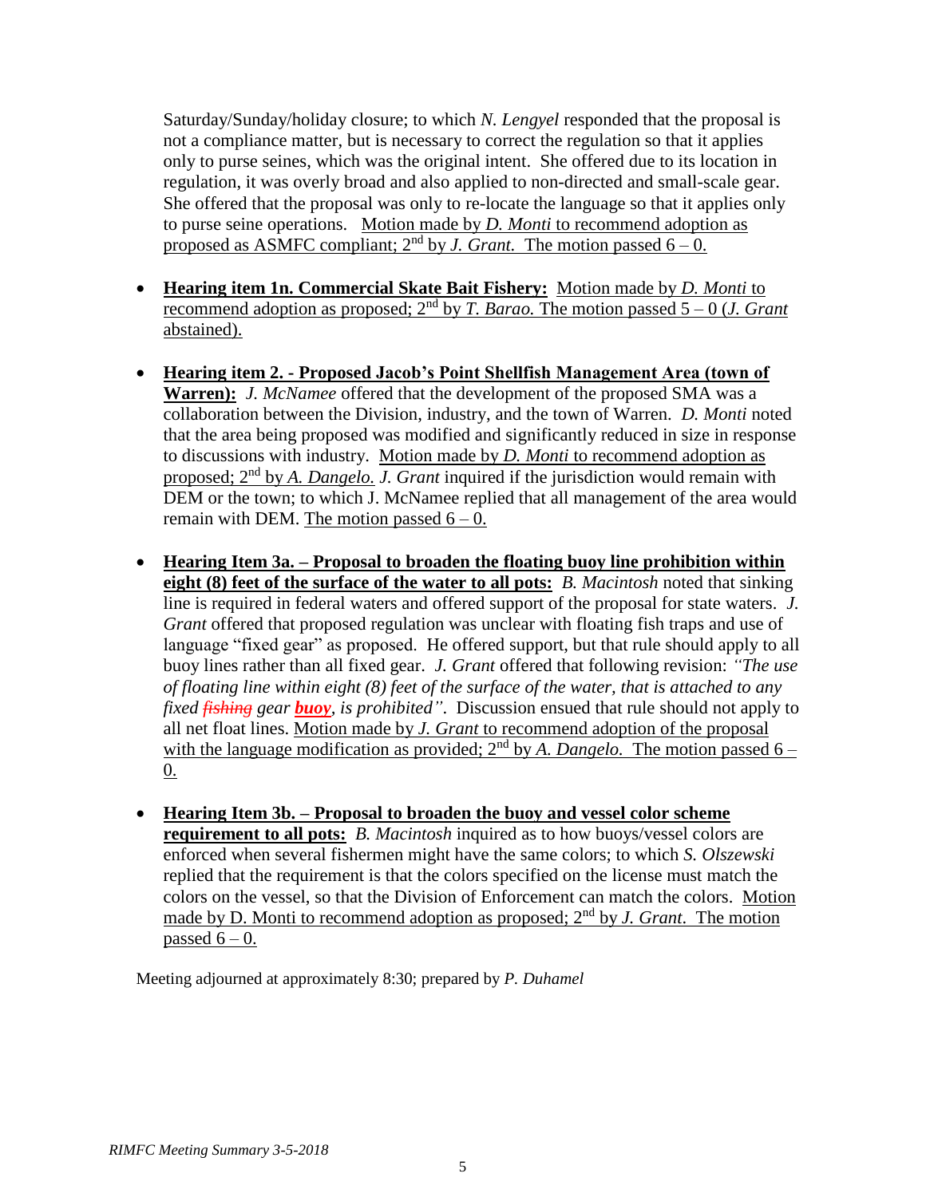Saturday/Sunday/holiday closure; to which *N. Lengyel* responded that the proposal is not a compliance matter, but is necessary to correct the regulation so that it applies only to purse seines, which was the original intent. She offered due to its location in regulation, it was overly broad and also applied to non-directed and small-scale gear. She offered that the proposal was only to re-locate the language so that it applies only to purse seine operations. <u>Motion made by *D. Monti* to recommend adoption as proposed as ASMFC compliant; 2nd by *J. Grant.* The motion passed 6 – 0.</u>

- **<u>Hearing item 1n. Commercial Skate Bait Fishery:</u>** <u>Motion made by *D. Monti* to recommend adoption as proposed; 2nd by *T. Barao.* The motion passed 5 – 0 (*J. Grant* abstained).</u>

- **<u>Hearing item 2. - Proposed Jacob's Point Shellfish Management Area (town of Warren):</u>** *J. McNamee* offered that the development of the proposed SMA was a collaboration between the Division, industry, and the town of Warren. *D. Monti* noted that the area being proposed was modified and significantly reduced in size in response to discussions with industry. <u>Motion made by *D. Monti* to recommend adoption as proposed; 2nd by *A. Dangelo.*</u> *J. Grant* inquired if the jurisdiction would remain with DEM or the town; to which J. McNamee replied that all management of the area would remain with DEM. <u>The motion passed 6 – 0.</u>

- **<u>Hearing Item 3a. – Proposal to broaden the floating buoy line prohibition within eight (8) feet of the surface of the water to all pots:</u>** *B. Macintosh* noted that sinking line is required in federal waters and offered support of the proposal for state waters. *J. Grant* offered that proposed regulation was unclear with floating fish traps and use of language "fixed gear" as proposed. He offered support, but that rule should apply to all buoy lines rather than all fixed gear. *J. Grant* offered that following revision: *"The use of floating line within eight (8) feet of the surface of the water, that is attached to any fixed ~~fishing~~ gear **<u>buoy</u>**, is prohibited"*. Discussion ensued that rule should not apply to all net float lines. <u>Motion made by *J. Grant* to recommend adoption of the proposal with the language modification as provided; 2nd by *A. Dangelo.* The motion passed 6 – 0.</u>

- **<u>Hearing Item 3b. – Proposal to broaden the buoy and vessel color scheme requirement to all pots:</u>** *B. Macintosh* inquired as to how buoys/vessel colors are enforced when several fishermen might have the same colors; to which *S. Olszewski* replied that the requirement is that the colors specified on the license must match the colors on the vessel, so that the Division of Enforcement can match the colors. <u>Motion made by D. Monti to recommend adoption as proposed; 2nd by *J. Grant*. The motion passed 6 – 0.</u>

Meeting adjourned at approximately 8:30; prepared by *P. Duhamel*